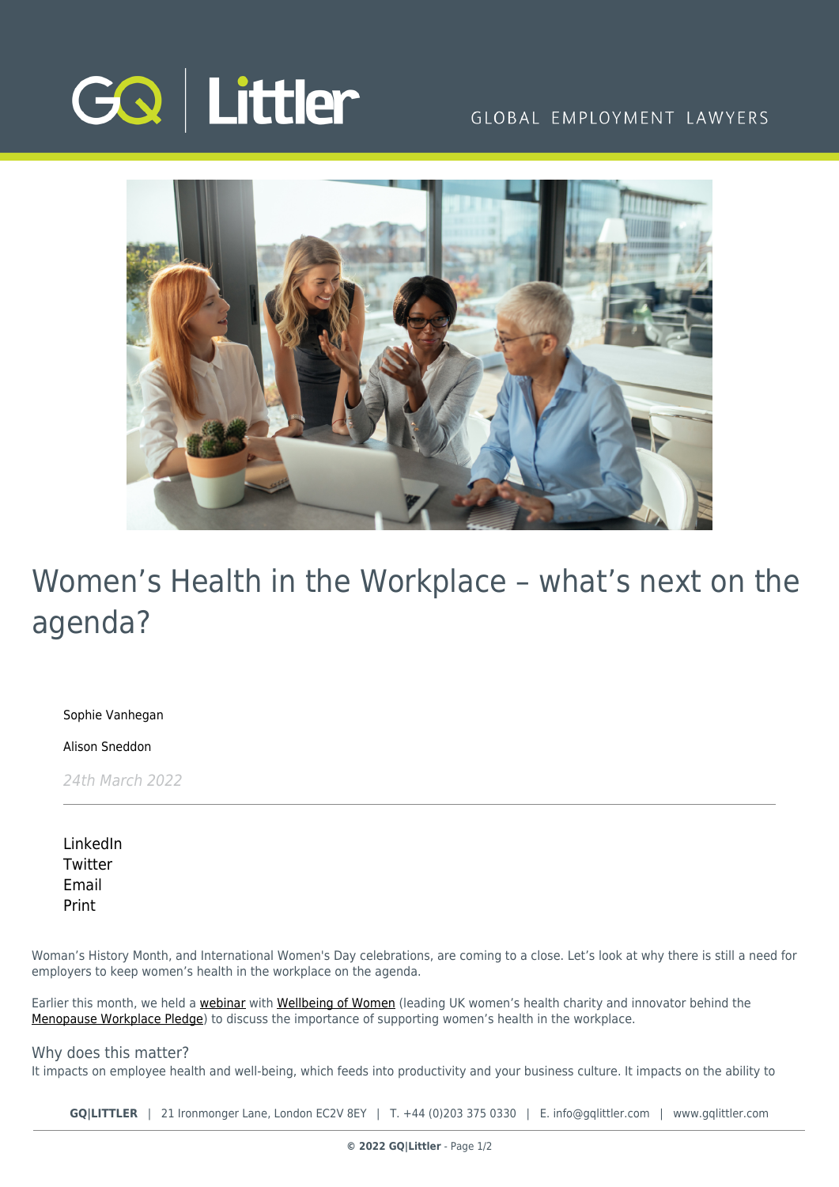# Women's Health in the Workplace – what's next on the agenda?

Sophie Vanhegan

Alison Sneddon

*24th March 2022*

LinkedIn
Twitter
Email
Print

Woman's History Month, and International Women's Day celebrations, are coming to a close. Let's look at why there is still a need for employers to keep women's health in the workplace on the agenda.

Earlier this month, we held a webinar with Wellbeing of Women (leading UK women's health charity and innovator behind the Menopause Workplace Pledge) to discuss the importance of supporting women's health in the workplace.

## Why does this matter?

It impacts on employee health and well-being, which feeds into productivity and your business culture. It impacts on the ability to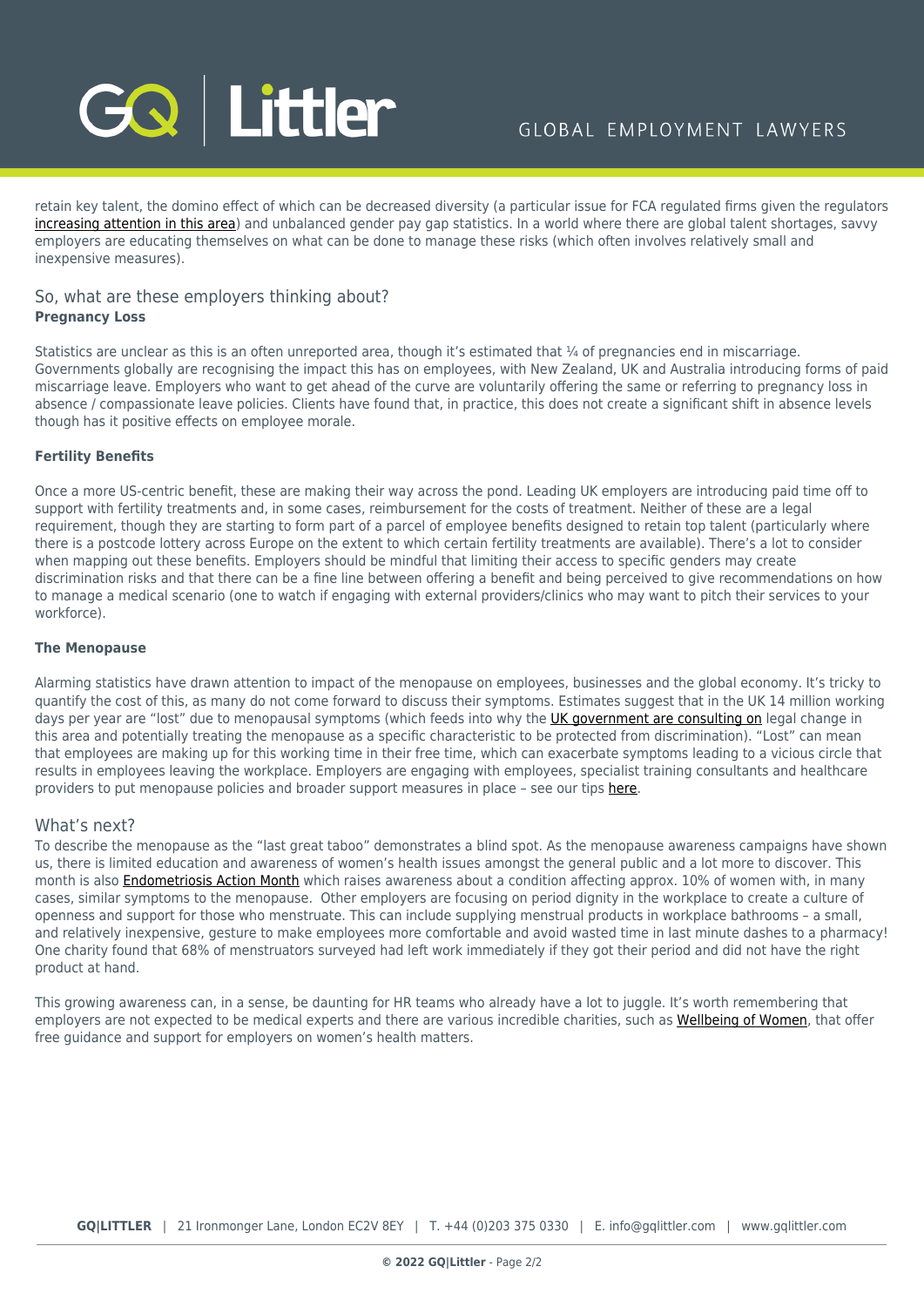retain key talent, the domino effect of which can be decreased diversity (a particular issue for FCA regulated firms given the regulators increasing attention in this area) and unbalanced gender pay gap statistics. In a world where there are global talent shortages, savvy employers are educating themselves on what can be done to manage these risks (which often involves relatively small and inexpensive measures).

## So, what are these employers thinking about?

**Pregnancy Loss**

Statistics are unclear as this is an often unreported area, though it's estimated that ¼ of pregnancies end in miscarriage. Governments globally are recognising the impact this has on employees, with New Zealand, UK and Australia introducing forms of paid miscarriage leave. Employers who want to get ahead of the curve are voluntarily offering the same or referring to pregnancy loss in absence / compassionate leave policies. Clients have found that, in practice, this does not create a significant shift in absence levels though has it positive effects on employee morale.

**Fertility Benefits**

Once a more US-centric benefit, these are making their way across the pond. Leading UK employers are introducing paid time off to support with fertility treatments and, in some cases, reimbursement for the costs of treatment. Neither of these are a legal requirement, though they are starting to form part of a parcel of employee benefits designed to retain top talent (particularly where there is a postcode lottery across Europe on the extent to which certain fertility treatments are available). There's a lot to consider when mapping out these benefits. Employers should be mindful that limiting their access to specific genders may create discrimination risks and that there can be a fine line between offering a benefit and being perceived to give recommendations on how to manage a medical scenario (one to watch if engaging with external providers/clinics who may want to pitch their services to your workforce).

**The Menopause**

Alarming statistics have drawn attention to impact of the menopause on employees, businesses and the global economy. It's tricky to quantify the cost of this, as many do not come forward to discuss their symptoms. Estimates suggest that in the UK 14 million working days per year are "lost" due to menopausal symptoms (which feeds into why the UK government are consulting on legal change in this area and potentially treating the menopause as a specific characteristic to be protected from discrimination). "Lost" can mean that employees are making up for this working time in their free time, which can exacerbate symptoms leading to a vicious circle that results in employees leaving the workplace. Employers are engaging with employees, specialist training consultants and healthcare providers to put menopause policies and broader support measures in place – see our tips here.

## What's next?

To describe the menopause as the "last great taboo" demonstrates a blind spot. As the menopause awareness campaigns have shown us, there is limited education and awareness of women's health issues amongst the general public and a lot more to discover. This month is also Endometriosis Action Month which raises awareness about a condition affecting approx. 10% of women with, in many cases, similar symptoms to the menopause. Other employers are focusing on period dignity in the workplace to create a culture of openness and support for those who menstruate. This can include supplying menstrual products in workplace bathrooms – a small, and relatively inexpensive, gesture to make employees more comfortable and avoid wasted time in last minute dashes to a pharmacy! One charity found that 68% of menstruators surveyed had left work immediately if they got their period and did not have the right product at hand.

This growing awareness can, in a sense, be daunting for HR teams who already have a lot to juggle. It's worth remembering that employers are not expected to be medical experts and there are various incredible charities, such as Wellbeing of Women, that offer free guidance and support for employers on women's health matters.